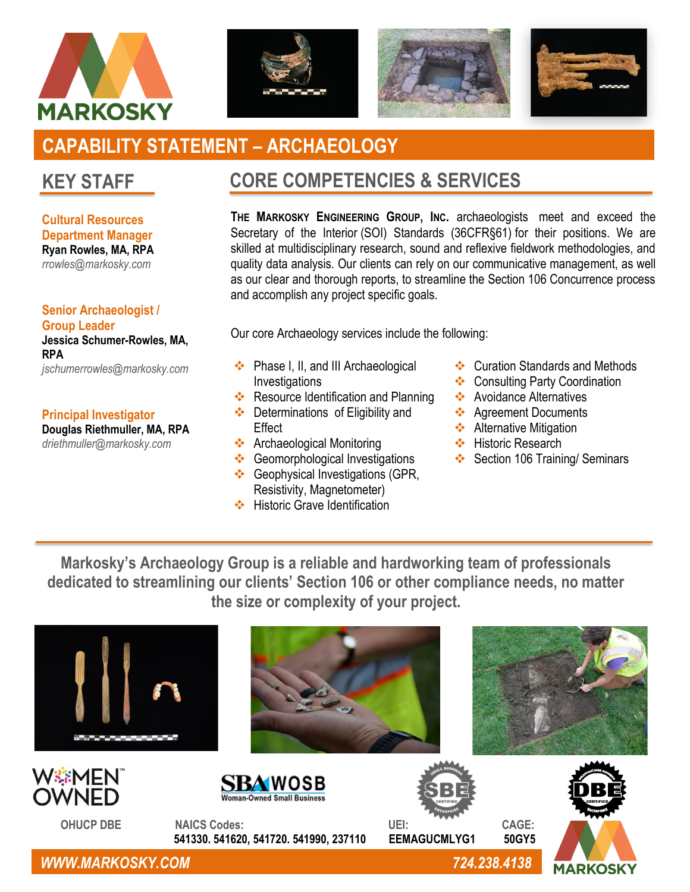MARKOSKY

# CAPABILITY STATEMENT – ARCHAEOLOGY

## KEY STAFF

**Cultural Resources Department Manager**
**Ryan Rowles, MA, RPA**
*rrowles@markosky.com*

**Senior Archaeologist / Group Leader**
**Jessica Schumer-Rowles, MA, RPA**
*jschumerrowles@markosky.com*

**Principal Investigator**
**Douglas Riethmuller, MA, RPA**
*driethmuller@markosky.com*

## CORE COMPETENCIES & SERVICES

**The Markosky Engineering Group, Inc.** archaeologists meet and exceed the Secretary of the Interior (SOI) Standards (36CFR§61) for their positions. We are skilled at multidisciplinary research, sound and reflexive fieldwork methodologies, and quality data analysis. Our clients can rely on our communicative management, as well as our clear and thorough reports, to streamline the Section 106 Concurrence process and accomplish any project specific goals.

Our core Archaeology services include the following:

- Phase I, II, and III Archaeological Investigations
- Resource Identification and Planning
- Determinations of Eligibility and Effect
- Archaeological Monitoring
- Geomorphological Investigations
- Geophysical Investigations (GPR, Resistivity, Magnetometer)
- Historic Grave Identification
- Curation Standards and Methods
- Consulting Party Coordination
- Avoidance Alternatives
- Agreement Documents
- Alternative Mitigation
- Historic Research
- Section 106 Training/ Seminars

**Markosky's Archaeology Group is a reliable and hardworking team of professionals dedicated to streamlining our clients' Section 106 or other compliance needs, no matter the size or complexity of your project.**

WOMEN OWNED | SBA WOSB Woman-Owned Small Business | SBE | DBE

OHUCP DBE

NAICS Codes: 541330. 541620, 541720. 541990, 237110

UEI: EEMAGUCMLYG1

CAGE: 50GY5

*WWW.MARKOSKY.COM* | *724.238.4138*

MARKOSKY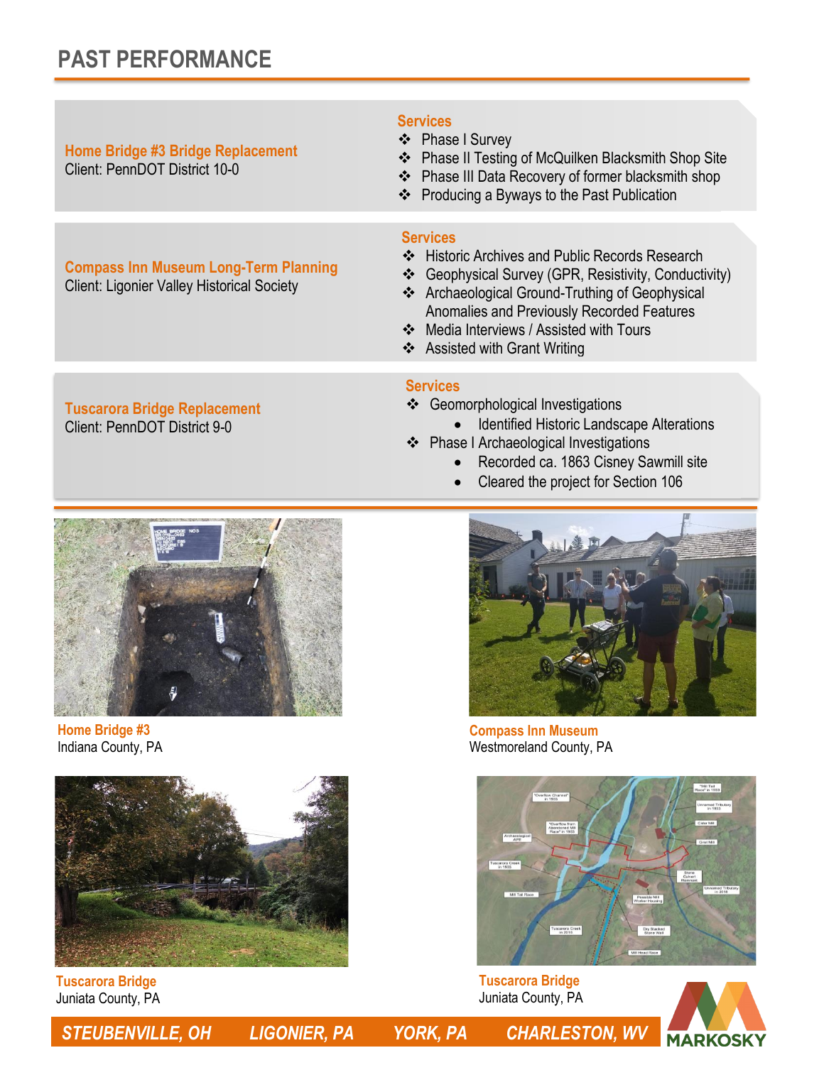## PAST PERFORMANCE

**Home Bridge #3 Bridge Replacement**
Client: PennDOT District 10-0

**Services**
- Phase I Survey
- Phase II Testing of McQuilken Blacksmith Shop Site
- Phase III Data Recovery of former blacksmith shop
- Producing a Byways to the Past Publication

**Compass Inn Museum Long-Term Planning**
Client: Ligonier Valley Historical Society

**Services**
- Historic Archives and Public Records Research
- Geophysical Survey (GPR, Resistivity, Conductivity)
- Archaeological Ground-Truthing of Geophysical Anomalies and Previously Recorded Features
- Media Interviews / Assisted with Tours
- Assisted with Grant Writing

**Tuscarora Bridge Replacement**
Client: PennDOT District 9-0

**Services**
- Geomorphological Investigations
  - Identified Historic Landscape Alterations
- Phase I Archaeological Investigations
  - Recorded ca. 1863 Cisney Sawmill site
  - Cleared the project for Section 106

**Home Bridge #3**
Indiana County, PA

**Compass Inn Museum**
Westmoreland County, PA

**Tuscarora Bridge**
Juniata County, PA

**Tuscarora Bridge**
Juniata County, PA

STEUBENVILLE, OH LIGONIER, PA YORK, PA CHARLESTON, WV

MARKOSKY